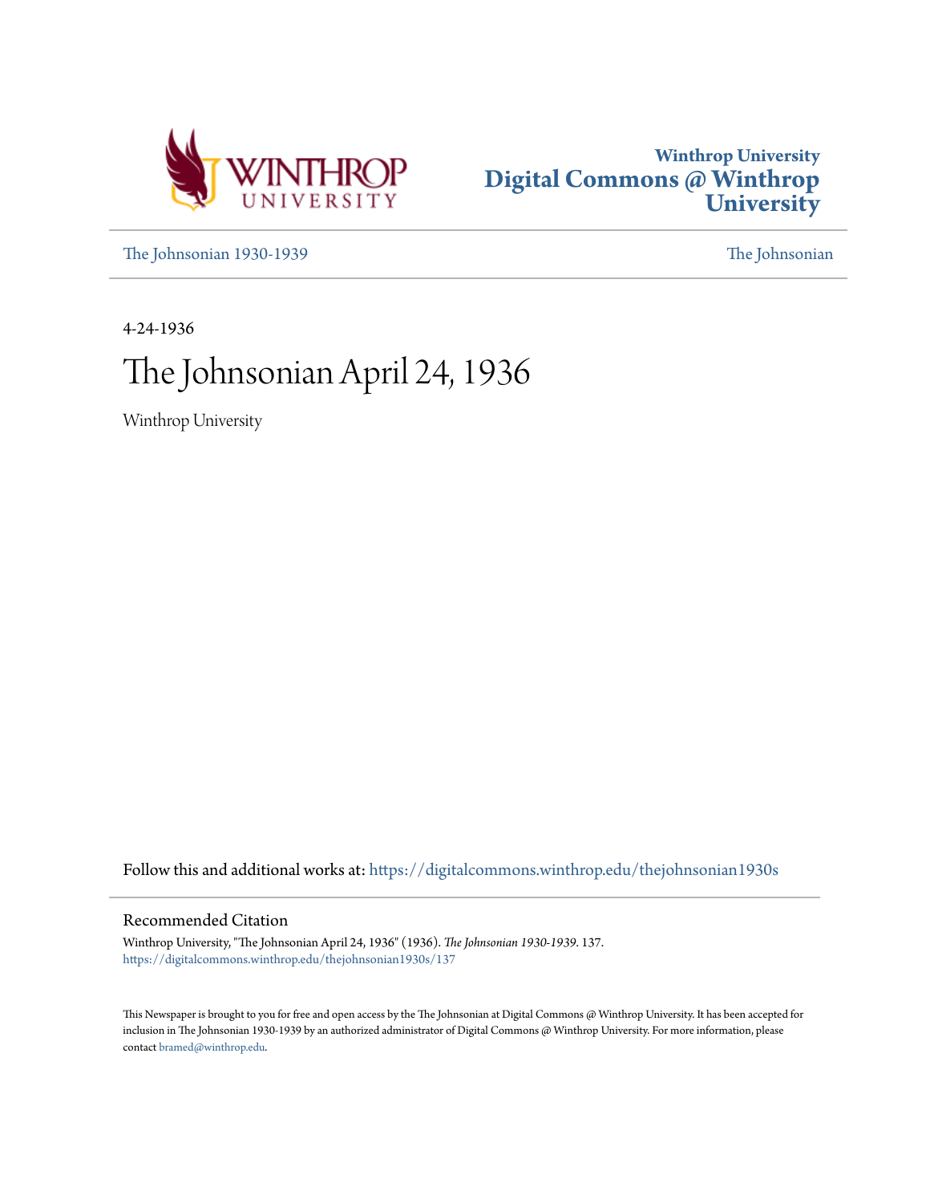Winthrop University
Digital Commons @ Winthrop University

The Johnsonian 1930-1939 | The Johnsonian

4-24-1936

# The Johnsonian April 24, 1936

Winthrop University

Follow this and additional works at: https://digitalcommons.winthrop.edu/thejohnsonian1930s

## Recommended Citation

Winthrop University, "The Johnsonian April 24, 1936" (1936). *The Johnsonian 1930-1939*. 137.
https://digitalcommons.winthrop.edu/thejohnsonian1930s/137

This Newspaper is brought to you for free and open access by the The Johnsonian at Digital Commons @ Winthrop University. It has been accepted for inclusion in The Johnsonian 1930-1939 by an authorized administrator of Digital Commons @ Winthrop University. For more information, please contact bramed@winthrop.edu.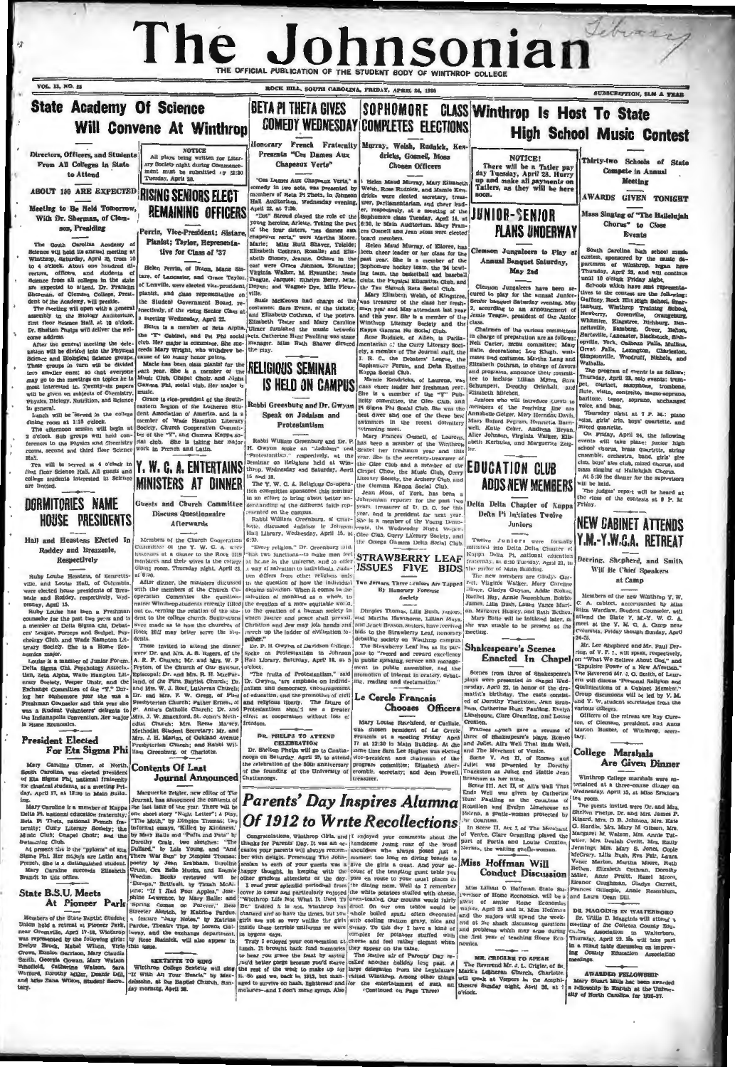# The Johnsonian

THE OFFICIAL PUBLICATION OF THE STUDENT BODY OF WINTHROP COLLEGE

VOL. 13, NO. 25 — ROCK HILL, SOUTH CAROLINA, FRIDAY, APRIL 24, 1936 — SUBSCRIPTION, $1.00 A YEAR

## State Academy Of Science Will Convene At Winthrop

**Directors, Officers, and Students From All Colleges in State to Attend**

**ABOUT 150 ARE EXPECTED**

**Meeting to Be Held Tomorrow, With Dr. Sherman, of Clemson, Presiding**

The South Carolina Academy of Science will hold its annual meeting at Winthrop, Saturday, April 25, from 10 to 4 o'clock. About one hundred directors, officers, and students of Science from all colleges in the state are expected to attend. Dr. Franklin Sherman, of Clemson College, President of the Academy, will preside.

The meeting will open with a general assembly in the Biology Auditorium, first floor Science Hall, at 10 o'clock. Dr. Shelton Phelps will deliver the welcome address.

After the general meeting the delegation will be divided into the Physical Science and Biological Science groups. These groups in turn will be divided into smaller ones; so that everyone may go to the meetings on topics he is most interested in. Twenty-six papers will be given on subjects of Chemistry, Physics, Biology, Nutrition, and Science in general.

Lunch will be served in the college dining room at 1:15 o'clock.

The afternoon session will begin at 2 o'clock. Sub groups will hold conferences in the Physics and Chemistry rooms, second and third floor Science Hall.

Tea will be served at 4 o'clock in first floor Science Hall. All guests and college students interested in Science are invited.

> **NOTICE**
> All plays being written for Literary Society night during Commencement must be submitted by 12:30 Tuesday, April 28.

## RISING SENIORS ELECT REMAINING OFFICERS

**Perrin, Vice-President; Sistare, Pianist; Taylor, Representative for Class of '37**

Helen Perrin, of Union, Macie Sistare, of Lancaster, and Grace Taylor, of Leesville, were elected vice-president, pianist, and class representative on the Student Government Board, respectively, of the rising Senior Class at a meeting Wednesday, April 22.

Helen is a member of Beta Alpha, the "T" Cabinet, and Psi Phi social club. Her major is commerce. She succeeds Mary Wright, who withdrew because of too many honor points.

Macie has been class pianist for the past year. She is a member of the Music Club, Chapel Choir, and Alpha Gamma Phi, social club. Her major is music.

Grace is vice-president of the Southeastern Region of the Lutheran Student Association of America, and is a member of Wade Hampton Literary Society, Church Cooperation Committee of the "Y", and Gamma Kappa, social club. She is taking her major work in French and Latin.

## DORMITORIES NAME HOUSE PRESIDENTS

**Hall and Hostess Elected In Roddey and Breazeale, Respectively**

Ruby Louise Hostess, of Senrettsville, and Louise Hall, of Columbia, were elected house presidents of Breazeale and Roddey, respectively, Wednesday, April 15.

Ruby Louise has been a Freshman counselor for the past two years and is a member of Delta Sigma Chi, Debaters' League, Pompey and Sealpel, Psychology Club, and Wade Hampton Literary Society. She is a Home Economics major.

Louise is a member of Junior Forum, Delta Sigma Chi, Psychology Association, Zeta Alpha, Wade Hampton Literary Society, Vesper Choir, and the Exchange Committee of the "Y." During her sophomore year she was a Freshman Counselor and this year she was a Student Volunteers' delegate to the Indianapolis Convention. Her major is Home Economics.

## President Elected For Eta Sigma Phi

Mary Caroline Ulmer, of North, South Carolina, was elected president of Eta Sigma Phi, national fraternity for classical students, at a meeting Friday, April 17, at 12:30 in Main Building.

Mary Caroline is a member of Kappa Delta Pi, national education fraternity; Beta Pi Theta, national French fraternity; Curry Literary Society; the Music Club; Chapel Choir; and the Swimming Club.

At present she is the "pylorus" of Eta Sigma Phi. Her majors are Latin and French. She is a distinguished student.

Mary Caroline succeeds Elizabeth Brandt in this office.

## State B.S.U. Meets At Pioneer Park

Members of the State Baptist Student Union held a retreat at Pioneer Park, near Greenville, April 17-18. Winthrop was represented by the following girls: Evelyn Brock, Mabel Wilson, Viola Crowe, Eunice Garrison, Mary Claudia Smith, Georgia Gowan, Mary Watson Schofield, Catherine Watson, Sara Wofford, Dorothy Miller, Dennie Dill, and Miss Zana Wilson, Student Secretary.

## BETA PI THETA GIVES COMEDY WEDNESDAY

**Honorary French Fraternity Presents "Ces Dames Aux Chapeaux Verts"**

"Ces Dames Aux Chapeaux Verts," a comedy in two acts, was presented by members of Beta Pi Theta, in Johnson Hall Auditorium, Wednesday evening, April 22, at 7:30.

"Dot" Stroud played the role of the young heroine, Arlette. Taking the part of the four sisters, "ces dames aux chapeaux verts," were Martha Moore, Marie; Miss Ruth Shaver, Telcide; Elizabeth Cothran, Rosalie; and Elizabeth Stoney, Jeanne. Others in the cast were Grace Johnson, Ursuline; Virginia Walker, M. Hyacinthe; Jessie Teague, Jacques; Elizabeth Berry, Mlle. Doyen; and Wagner Dye, Mlle Fleurville.

Suzie McKeown had charge of the costumes; Sara Evans, of the tickets; and Elizabeth Cothran, of the posters. Elizabeth Tisher and Mary Caroline Ulmer furnished the music between acts. Catherine Hunt Paulling was stage manager. Miss Ruth Shaver directed the play.

## RELIGIOUS SEMINAR IS HELD ON CAMPUS

**Rabbi Greenburg and Dr. Gwynn Speak on Judaism and Protestantism**

Rabbi William Greenburg and Dr. P. H. Gwynn spoke on "Judaism" and "Protestantism," respectively, at the Seminar on Religions held at Winthrop, Wednesday and Saturday, April 15 and 18.

The Y. W. C. A. Religious Co-operation committee sponsored this seminar in an effort to bring about better understanding of the different faiths represented on the campus.

Rabbi William Greenburg, of Charlotte, discussed Judaism in Johnson Hall Library, Wednesday, April 15, at 6:30.

"Every religion," Dr. Greenburg said, "has two functions—to make men feel at home in the universe, and to offer a way of salvation to individuals. Judaism differs from other religions only in the question of how the individual obtains salvation. When it comes to the salvation of mankind as a whole, to the creation of a more equitable world, to the creation of a human society in which justice and peace shall prevail, then Christian and Jew may join hands and march up the ladder of civilization together."

Dr. P. H. Gwynn, of Davidson College, spoke on Protestantism in Johnson Hall Library, Saturday, April 18, at 6 o'clock.

"The fruits of Protestantism," said Dr. Gwynn, "are emphasis on individualism and democracy, encouragement of education, and the promotion of civil and religious liberty. The future of Protestantism should see a greater effort at cooperation without loss of freedom."

**DR. PHELPS TO ATTEND CELEBRATION**

Dr. Shelton Phelps will go to Chattanooga on Saturday, April 25, to attend the celebration of the 50th anniversary of the founding of the University of Chattanooga.

## Y. W. C. A. ENTERTAINS MINISTERS AT DINNER

**Guests and Church Committee Discuss Questionnaire Afterwards**

Members of the Church Cooperation Committee of the Y. W. C. A. were hostesses at a dinner to the Rock Hill ministers and their wives in the college dining room, Thursday night, April 23, at 6:30.

After dinner, the ministers discussed with the members of the Church Cooperation Committee the questionnaire Winthrop students recently filled out concerning the relation of the student to the college church. Suggestions were made as to how the churches of Rock Hill may better serve the students.

Those invited to attend the dinner were: Dr. and Mrs. A. S. Rogers, of the A. R. P. Church; Mr. and Mrs. W. P. Peyton, of the Church of Our Saviour, Episcopal; Dr. and Mrs. R. H. MacFarland, of the First Baptist Church; Dr. and Mrs. W. J. Roof, Lutheran Church; Dr. and Mrs. J. W. Gregg, of the Presbyterian Church; Father Ernest, of St. Anne's Catholic Church; Dr. and Mrs. J. W. Shackford, St. John's Methodist Church; Mrs. Reese Massey, Methodist Student Secretary; Mr. and Mrs. J. H. Marion, of Oakland Avenue Presbyterian Church; and Rabbi William Greenburg, of Charlotte.

## Contents Of Last Journal Announced

Marguerite Zeigler, new editor of The Journal, has announced the contents of the last issue of the year. There will be one short story "Night Letter"; a Play, "The Moth," by Dimples Thomas; two informal essays, "Killed by Kindness," by Mary Balle and "Puffs and Pats" by Dorothy Craig; two sketches: "The Dullard," by Lola Young, and "And There Was Sun" by Dimples Thomas; poetry by Jean Brabham, Caroline Crum, Ora Belle Hucks, and Emmie Weedon. Books reviewed will be "Europa," Briffault, by Tirzah McAlpine; "If I Had Four Apples," Josephine Lawrence, by Mary Balle; and "Spring Comes on Forever," Bess Streeter Aldrich, by Katrina Pardue. A feature "Gay Notes," by Katrina Pardue, Treasury Tips, by Lorena Gallowway, and the exchange department, by Rose Rudnick, will also appear in this issue.

**SEXTETTE TO SING**

Winthrop College Sextette will sing "If With All Your Hearts," by Mendelssohn, at the Baptist Church, Sunday morning, April 26.

## SOPHOMORE CLASS COMPLETES ELECTIONS

**Murray, Welsh, Rudnick, Kendricks, Gosnell, Moss Chosen Officers**

Helen Maud Murray, Mary Elizabeth Welsh, Rose Rudnick, and Mamie Kendricks were elected secretary, treasurer, parliamentarian, and cheer leader, respectively, at a meeting of the Sophomore class Tuesday, April 14, at 6:30, in Main Auditorium. Mary Frances Gosnell and Jean Moss were elected board members.

Helen Maud Murray, of Elloree, has been cheer leader of her class for the past year. She is a member of the Sophomore hockey team, the '34 bowling team, the basketball and baseball clubs, the Physical Education Club, and the Tau Sigma Beta Social Club.

Mary Elizabeth Welsh, of Kingstree, was treasurer of the class her freshman year and May attendant last year and this year. She is a member of the Winthrop Literary Society and the Kappa Gamma Nu Social Club.

Rose Rudnick, of Aiken, is Parliamentarian of the Curry Literary Society, a member of The Journal staff, the I. R. C., the Debaters' League, the Sophomore Forum, and Delta Epsilon Kappa Social Club.

Mamie Kendricks, of Laurens, was cheer leader her freshman year.

She is a member of the "Y" Publicity committee, the Glee Club, and Psi Sigma Phi Social Club. She was the best diver and one of the three best swimmers in the recent dormitory swimming meet.

Mary Frances Gosnell, of Laurens, has been a member of the Winthrop basketball team two years. She is also the secretary-treasurer of the Glee Club and a member of the Chapel Choir, the Music Club, Curry Literary Society, the Archery Club, and the Gamma Kappa Social Club.

Jean Moss, of York, has been a Johnsonian reporter for the past two years, treasurer of T. D. C. for this year, and is president for next year. She is a member of the Young Democrats, the Wednesday Night Vespers, Glee Club, Curry Literary Society, and the Omega Gamma Delta Social Club.

## STRAWBERRY LEAF ISSUES FIVE BIDS

**Two Juniors, Three Seniors Are Tapped By Honorary Forensic Society**

Dimples Thomas, Lillie Bush, juniors, and Ruth Hawthorne, Lillian Mays, and Ruby Benson, seniors, have received bids to the Strawberry Leaf, honorary debating society at Winthrop College.

The Strawberry Leaf has as its purpose to "record and reward excellency in public speaking, service and management in public assemblies, and the promotion of interest in oratory, debating, reading and declamation."

## Le Cercle Francais Chooses Officers

Mary Louise Reichard, of Carlisle, was chosen president of Le Cercle Francais at a meeting Friday April 17 at 12:30 in Main Building. At the same time Sara Lee Hughes was elected vice-president and chairman of the program committee; Elizabeth Abercrombie, secretary; and Jean Powell, treasurer.

## Parents' Day Inspires Alumna Of 1912 to Write Recollections

Congratulations, Winthrop Girls, and thanks for Parents' Day. It was an occasion your parents will always remember with delight. Presenting the Johnsonian to each of your guests was a happy thought, in keeping with the other gracious attentions of the day.

I read your splendid periodical from cover to cover and particularly enjoyed "Winthrop Life Not What It Used To Be." Indeed it is not. Winthrop has changed and so have the times, but you girls are not so very unlike the girls inside those terrible uniforms we wore in bygone days.

Truly I enjoyed your conversation at lunch. It brought back fond memories to hear you praise the feast by saying you'd better gorge because you'd starve the rest of the week to make up for it. So said we, back in 1912, but managed to survive on hash, lightbread and molasses—and I don't mean syrup. Also I enjoyed your comments about the handsome young man of the broad shoulders who always posed just a moment too long on diving boards to give the girls a treat. And your account of the tempting guest table you pass en route to your usual places in the dining room. Well do I remember the white potatoes stuffed with cheese, oven-toasted. Our mouths would fairly drool. On our own tables would be whole boiled spuds, often decorated with cooling mutton gravy, nice and greasy. To this day I have a kind of complex for potatoes stuffed with cheese and feel rather elegant when they appear on the table.

The dearest air of Parents' Day recalled another holiday long past. A large delegation from the legislature visited Winthrop. Among other things the entertainment of such an

(Continued on Page Three)

## Winthrop Is Host To State High School Music Contest

> **NOTICE!**
> There will be a Tatler pay day Tuesday, April 28. Hurry up and make all payments on Tatlers, as they will be here soon.

## JUNIOR-SENIOR PLANS UNDERWAY

**Clemson Jungaleers to Play at Annual Banquet Saturday, May 2nd**

Clemson Jungaleers have been secured to play for the annual Junior-Senior banquet Saturday evening, May 2, according to an announcement of Jessie Teague, president of the Junior class.

Chairmen of the various committees in charge of preparation are as follows: Nell Carter, menu committee; May Balle, decorations; Lou Klugh, waitresses and costumes. Martha Lang and Elizabeth Cothran, in charge of favors and programs, announce their committee to include Lillian Myers, Sara Sunderspurt, Dorothy Grimball, and Elizabeth Mitchell.

Juniors who will introduce guests to members of the receiving line are Annabelle Geiger, Mary Herndon Davis, Mary Buford Fegram, Henrietta Barnwell, Katie Coker, Andrena Bryan, Alice Johnson, Virginia Walker, Elizabeth Kerhulas, and Marguerite Zeigler.

## EDUCATION CLUB ADDS NEW MEMBERS

**Delta Delta Chapter of Kappa Delta Pi Initiates Twelve Juniors**

Twelve Juniors were formally initiated into Delta Delta Chapter of Kappa Delta Pi, national education fraternity, at 6:30 Tuesday, April 21, in the parlor of Main Building.

The new members are Gladys Corbett, Virginia Walker, Mary Caroline Ulmer, Gladys Gunton, Addie Stokes, Rachel Hay, Annie Rosenblum, Bobbie James, Lillie Bush, Laura Vance Martin, Margaret Hunter, and Ruth Bethea. Mary Balle will be initiated later, as she was unable to be present at the meeting.

## Shakespeare's Scenes Enacted In Chapel

Scenes from three of Shakespeare's plays were presented in chapel Wednesday, April 22, in honor of the dramatist's birthday. The casts consisted of Dorothy Thackston, Jean Brabham, Catherine Hunt Paulling, Evelyn Limehouse, Clare Gramling, and Louise Croxton.

Frances Lynch gave a resume of three of Shakespeare's plays, Romeo and Juliet, All's Well That Ends Well, and The Merchant of Venice.

Scene V, Act II, of Romeo and Juliet was presented by Dorothy Thackston as Juliet and Hattie Jean Brabham as her nurse.

Scene III, Act II, of All's Well That Ends Well was given by Catherine Hunt Paulling as the Countess of Rousillon and Evelyn Limehouse as Helena, a gentlewoman protected by the Countess.

In Scene II, Act I, of The Merchant of Venice, Clare Gramling played the part of Portia and Louise Croxton, Nerissa, the waiting gentle-woman.

## Miss Hoffman Will Conduct Discussion

Miss Lillian O. Hoffman, State Supervisor of Home Economics, will be a guest of senior Home Economics majors, April 28 and 29. Miss Hoffman and the majors will spend the weekend at the shack discussing questions and problems which may arise during the first year of teaching Home Economics.

**MR. CRIGLER TO SPEAK**

The Reverend Mr. J. L. Crigler, of St. Mark's Lutheran Church, Charlotte, will speak at Vespers in the Amphitheatre Sunday night, April 26, at 7 o'clock.

**Thirty-two Schools of State Compete in Annual Meeting**

**AWARDS GIVEN TONIGHT**

**Mass Singing of "The Hallelujah Chorus" to Close Events**

South Carolina high school music contest, sponsored by the music department of Winthrop, began here Thursday, April 23, and will continue until 10 o'clock Friday night.

Schools which have sent representatives to the contest are the following: Gaffney, Rock Hill High School, Spartanburg, Winthrop Training School, Whitmire, Kingstree, Richburg, Bennettsville, Bamberg, Greer, Belton, Hartsville, Lancaster, Blackstock, Simpsonville, York, Calhoun Falls, Mullins, Great Falls, Lexington, Charleston, Simpsonville, Woodruff, Nichols, and Walhalla.

The program of events is as follows: Thursday, April 23, solo events: trumpet, clarinet, saxophone, trombone, flute, violin, contralto, mezzo-soprano, baritone, tenor, soprano, unchanged voice, and bass.

Thursday night at 7 P. M.: piano solos, girls' trio, boys' quartette, and mixed quartette.

On Friday, April 24, the following events will take place: junior high school chorus, brass quartette, string ensemble, orchestra, band, girls' glee club, boys' glee club, mixed chorus, and mass singing of Hallelujah Chorus.

At 5:30 the dinner for the supervisors will be held.

The judges' report will be heard at the close of the contests at 9 P. M. Friday.

## NEW CABINET ATTENDS Y.M.-Y.W.C.A. RETREAT

**Deering, Shepherd, and Smith Will Be Chief Speakers at Camp**

Members of the new Winthrop Y. W. C. A. cabinet, accompanied by Miss Eliza Wardlaw, Student Counselor, will attend the State Y. M.-Y. W. C. A. meet at the Y. M. C. A. Camp near Columbia, Friday through Sunday, April 24-26.

Mr. Lee Shepherd and Mr. Paul Deering, of Y. P. I., will speak, respectively, on "What We Believe About God," and "Expulsive Power of a New Affection." The Reverend Mr. J. O. Smith, of Laurens will discuss "Personal Religion and Qualifications of a Cabinet Member." Group discussions will be led by Y. M. and Y. W. student secretaries from the various colleges.

Officers of the retreat are Roy Cureton, of Clemson, president, and Anne Marion Bushee, of Winthrop, secretary.

## College Marshals Are Given Dinner

Winthrop College marshals were entertained at a three-course dinner on Wednesday, April 15, at Miss Erskine's tea room.

The guests invited were Dr. and Mrs. Shelton Phelps, Dr. and Mrs. James P. Kinard, Mrs. D. B. Johnson, Mrs. Kate G. Hardin, Mrs. Mary M. Gibson, Mrs. Margaret M. Watson, Mrs. Annie Tutwiler, Mrs. Beulah Cevitt, Mrs. Emily Jennings, Mrs. Mary S. Jones, Coyle McCrary, Lillia Bush, Eva Fair, Laura Vance Marion, Martha Moore, Ruth Bethea, Elizabeth Cothran, Dorothy Miller, Anne Pruitt, Hazel Moore, Eleanor Caughman, Gladys Carroll, Frances Gillespie, Annie Rosenblum, and Laura Dean Dill.

**DR. MAGGINIS IN WALTERBORO**

Dr. Willis D. Magginis will attend a meeting of the Colleton County Education Association in Walterboro, Thursday, April 23. He will take part in a round table discussion on improving County Education Association meetings.

**AWARDED FELLOWSHIP**

Mary Stuart Mills has been awarded a fellowship in English at the University of North Carolina for 1936-37.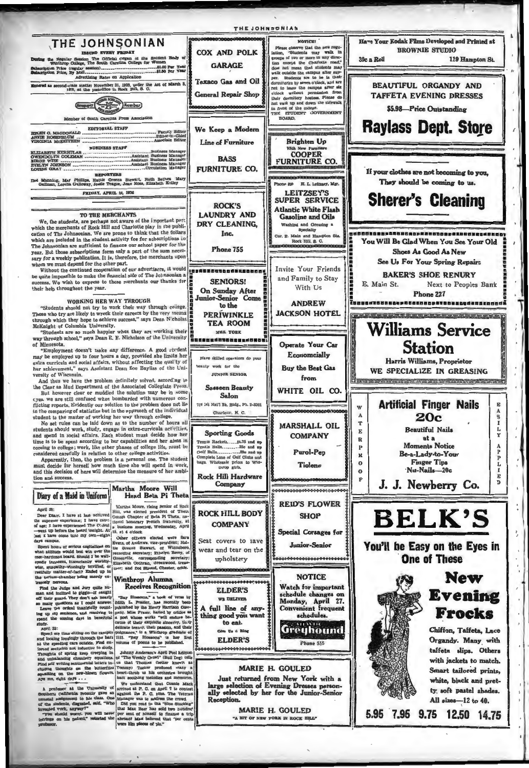# THE JOHNSONIAN

ISSUED EVERY FRIDAY

During the Regular Session The Official organ of the Student Body of Winthrop College, The South Carolina College for Women

Subscription Price (regular session) ............ $1.00 Per Year
Subscription Price, By Mail ............ $1.50 Per Year

Advertising Rates on Application

Entered as second-class matter November 21, 1923, under the Act of March 3, 1879, at the postoffice in Rock Hill, S. C.

Member of South Carolina Press Association

**EDITORIAL STAFF**

HELEN G. MACDONALD ............ Faculty Editor
ANNIE ROSENBLUM ............ Editor-in-Chief
VIRGINIA McKEITHEN ............ Associate Editor

**BUSINESS STAFF**

ELIZABETH KERHULAS ............ Business Manager
GWENDOLYN COLEMAN ............ Assistant Business Manager
BIRGIE WISE ............ Assistant Business Manager
EVELYN JOHNSON ............ Assistant Business Manager
LOUISE GRAY ............ Circulation Manager

**REPORTERS**

Dot Manning, May Phillips, Hattie Greene Stewart, Ruth Bethea, Mary Gallman, Lorena Galloway, Jessie Teague, Jean Moss, Elizabeth Kelley

FRIDAY, APRIL 24, 1936

## TO THE MERCHANTS

We, the students, are perhaps not aware of the important part which the merchants of Rock Hill and Charlotte play in the publication of The Johnsonian. We are prone to think that the dollars which are included in the student activity fee for subscriptions to The Johnsonian are sufficient to finance our school paper for the year. But those subscriptions form only a part of the sum necessary for a weekly publication. It is, therefore, the merchants upon whom we must depend for the other part.

Without the continued cooperation of our advertisers, it would be quite impossible to make the financial side of The Johnsonian a success. We wish to express to these merchants our thanks for their help throughout the year.

## WORKING HER WAY THROUGH

"Students should not try to work their way through college. Those who try are likely to wreck their careers by the very means through which they hope to achieve success," says Dean Nicholas McKnight of Columbia University.

"Students are so much happier when they are working their way through school," says Dean E. E. Nicholson of the University of Minnesota.

"Employment doesn't make any difference. A good student may be employed up to four hours a day, provided she limits her extra curricula and social affairs, without affecting the quality of her achievement," says Assistant Dean Zoe Bayliss of the University of Wisconsin.

And thus we have the problem definitely solved, according to the Clear as Mud Department of the Associated Collegiate Press.

But however clear or muddled the solution may be in some eyes, we are still confused when bombarded with numerous conflicting reports. Evidently our solution to the problem does not lie in the comparing of statistics but in the approach of the individual student to the matter of working her way through college.

No set rules can be laid down as to the number of hours all students should work, study, engage in extra-curricula activities, and spend in social affairs. Each student must decide how her time is to be spent according to her capabilities and her aims in coming to college; work, like other phases of college life, must be considered carefully in relation to other college activities.

Apparently, then, the problem is a personal one. The student must decide for herself how much time she will spend in work, and this decision of hers will determine the measure of her ambition and success.

## Diary of a Maid in Uniform

April 20:

Dear Diary, I have at last achieved the supreme experience; I have come of age; I have experienced The Ordeal —went up before the board tonight. At last I have come into my own—eight days campus.

Spent hours of serious cogitations on what attitude would best win over the case-hardened board. Should I be wall-eyedly innocent, insouciantly worldly-wise, sympathy-winningly terrified, or restfully matter-of-fact? Ended up in the torture-chamber being merely extremely nervous.

Find the Judge and Jury quite human and inclined to giggle—if caught off their guard. They don't ask nearly so many questions as I could answer.

Leave the ordeal thankfully counting up my sentence, and resolving to spend the coming days in beneficial study.

April 22:

Spent my time sitting on the campus and looking longingly through the bars at the speeding cars outside. Find enforced seclusion not inductive to study. Thoughts of spring keep creeping in and unbalancing chemistry equations. Find self writing sentimental letters including thoughts on the butterflies squatting on the new-blown flowers. Aye me, eight days . . .

A professor at the University of Southern California recently gave an unusual assignment to his class. One of the students, disgusted, said, "Who invented work, anyway?"

"You should worry, you will never infringe on his patent," retorted the professor.

## Martha Moore Will Head Beta Pi Theta

Martha Moore, rising senior of Rock Hill, was elected president of Theta Omega Chapter of Beta Pi Theta, national honorary French fraternity, at a business meeting, Wednesday, April 15, at 4 o'clock.

Other officers elected were Sara Evans, of Andrews, vice-president; Hattie Greene Stewart, of Winnsboro, recording secretary; Ethelyn Berry, of Greenville, corresponding secretary; Elizabeth Oothran, Greenwood, treasurer; and Dot Stroud, Chester, critic.

## Winthrop Alumna Receives Recognition

"Bay Blossoms," a book of verse by Edith L. Frazier, has recently been published by the Henry Harrison Company. Miss Frazier, hailed by critics as a poet whose works "will endure because of their exquisite sincerity, their delicate beauty, their passion, and their poignancy," is a Winthrop graduate of 1918. "Bay Blossoms" is her first volume of poems to be published.

Johnny Anderson's April Fool Edition of "The Weekly Growl" (Bull Dog) tells us that Thomas Getter known as Tommy Tucker produced many a heart-throb as his orchestra brought back soothing melodies and memories.

We understand that Connie Mack arrived at P. C. on April 7 to contest against the P. C. nine. The Veteran Manager was to address the crowd.

Did you read in the "Blue Stocking" that Max Baer has sold two hundred per cent of himself to finance a trip abroad? Max believed that "per cents were like pieces of pie."

---

**COX AND POLK GARAGE**

Texaco Gas and Oil

General Repair Shop

---

We Keep a Modern Line of Furniture

**BASS FURNITURE CO.**

---

**ROCK'S LAUNDRY AND DRY CLEANING, Inc.**

Phone 755

---

**SENIORS!**

On Sunday After Junior-Senior Come to the

**PERIWINKLE TEA ROOM**

MRS. YORK

---

Have skilled operators do your beauty work for the JUNIOR SENIOR

**Sasseen Beauty Salon**

718 1st Nat'l Bk. Bldg., Ph. 2-3301

Charlotte, N. C.

---

**Sporting Goods**

Tennis Rackets ..... $1.75 and up
Tennis Balls ........ 35c and up
Golf Balls ........... 25c and up

Complete Line of Golf Clubs and bags. Wholesale prices to Winthrop girls.

**Rock Hill Hardware Company**

---

**ROCK HILL BODY COMPANY**

Seat covers to save wear and tear on the upholstery

---

**ELDER'S**

WE DELIVER

A full line of anything good you want to eat.

Give Us a Ring

**ELDER'S**

---

**NOTICE!**

Please observe that the new regulation, "Students may walk in groups of two or more in any direction except the Charlotte road," does not mean that students may walk outside the campus after supper. Students are to be in their dormitories by seven o'clock, and are not to leave the campus after six o'clock without permission from their dormitory hostess. Please do not walk up and down the sidewalk in front of the college.

THE STUDENT GOVERNMENT BOARD.

---

Brighten Up With New Furniture

**COOPER FURNITURE CO.**

---

Phone 820 H. L. Leitzsey, Mgr.

**LEITZSEY'S SUPER SERVICE**

Atlantic White Flash Gasoline and Oils

Washing and Greasing a Specialty

Cor. E. Main and Hampton Sts. Rock Hill, S. C.

---

Invite Your Friends and Family to Stay With Us

**ANDREW JACKSON HOTEL**

---

Operate Your Car Economically

Buy the Best Gas from

**WHITE OIL CO.**

---

**MARSHALL OIL COMPANY**

Purol-Pep

Tiolene

---

**REID'S FLOWER SHOP**

Special Corsages for Junior-Senior

---

**NOTICE**

Watch for important schedule changes on Monday, April 27. Convenient frequent schedules.

Greyhound

Phone 555

---

**MARIE H. GOULED**

Just returned from New York with a large selection of Evening Dresses personally selected by her for the Junior-Senior Reception.

**MARIE H. GOULED**

"A BIT OF NEW YORK IN ROCK HILL"

---

Have Your Kodak Films Developed and Printed at

**BROWNIE STUDIO**

30c a Roll 119 Hampton St.

---

BEAUTIFUL ORGANDY AND TAFFETA EVENING DRESSES

$5.98—Price Outstanding

**Raylass Dept. Store**

---

If your clothes are not becoming to you, They should be coming to us.

**Sherer's Cleaning**

---

You Will Be Glad When You See Your Old Shoes As Good As New

See Us For Your Spring Repairs

**BAKER'S SHOE RENURY**

E. Main St. Next to Peoples Bank

Phone 227

---

**Williams Service Station**

Harris Williams, Proprietor

WE SPECIALIZE IN GREASING

---

WATERPROOF — EASILY APPLIED

**Artificial Finger Nails**

**20c**

Beautiful Nails at a Moments Notice

Be-a-Lady-to-Your Finger Tips

Nu-Nails—20c

**J. J. Newberry Co.**

---

**BELK'S**

You'll be Easy on the Eyes in One of These

**New Evening Frocks**

Chiffon, Taffeta, Lace Organdy. Many with taffeta slips. Others with jackets to match. Smart tailored prints, white, black and pretty soft pastel shades. All sizes—12 to 40.

5.95 7.95 9.75 12.50 14.75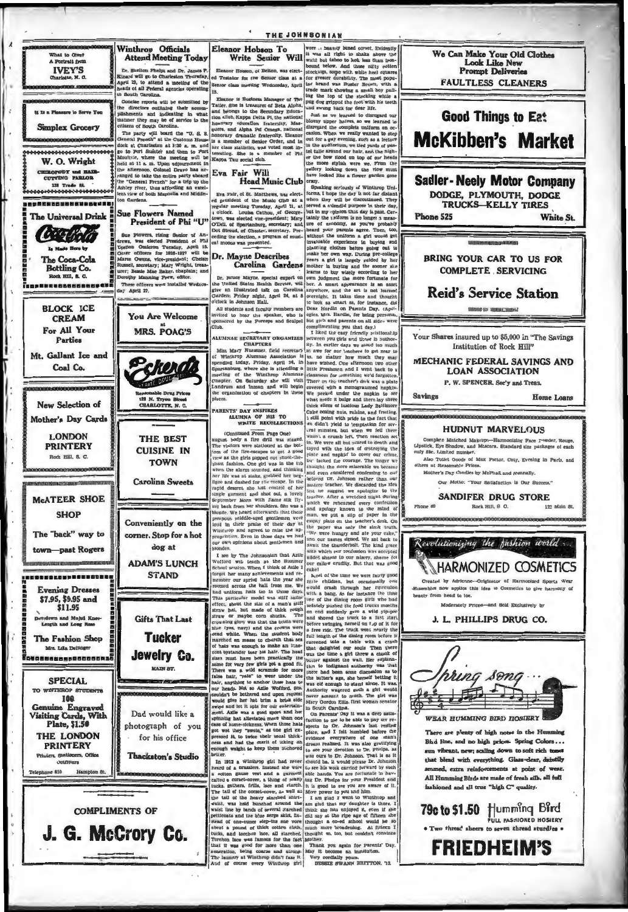What to Give? A Portrait from **IVEY'S** Charlotte, N. C.

It Is a Pleasure to Serve You

**Simplex Grocery**

**W. O. Wright**
CHIROPODY and HAIR-CUTTING PARLOR
128 Trade St.

**The Universal Drink**
Coca-Cola
Is Made Here by
**The Coca-Cola Bottling Co.**
Rock Hill, S. C.

**BLOCK ICE CREAM**
For All Your Parties

**Mt. Gallant Ice and Coal Co.**

**New Selection of Mother's Day Cards**

**LONDON PRINTERY**
Rock Hill, S. C.

**McATEER SHOE SHOP**
The "back" way to town—past Rogers

**Evening Dresses**
$7.95, $9.95 and $11.95
Dowdown and Mojud Knee-Length and Long Hose

**The Fashion Shop**
Mrs. Lila Dellinger

**SPECIAL**
TO WINTHROP STUDENTS
100
Genuine Engraved Visiting Cards, With Plate, $1.50

**THE LONDON PRINTERY**
Printers, Stationers, Office Outfitters
Telephone 610 — Hampton St.

## Winthrop Officials Attend Meeting Today

Dr. Shelton Phelps and Dr. James P. Kinard will go to Charleston Thursday, April 23, to attend a meeting of the heads of all Federal agencies operating in South Carolina.

Concise reports will be submitted by the directors outlining their accomplishments and indicating in what manner they may be of service to the citizens of South Carolina.

The party will board the "U. S. S. General French" at the Custom House dock at Charleston at 9:30 a. m. and go to Fort Sumter and then to Fort Moultrie, where the meeting will be held at 11 a. m. Upon adjournment in the afternoon, Colonel Dravo has arranged to take the entire party aboard the "General French" for a trip up the Ashley river, thus affording an excellent view of both Magnolia and Middleton Gardens.

## Sue Flowers Named President of Phi "U"

Sue Flowers, rising Senior of Andrews, was elected President of Phi Upsilon Omicron Tuesday, April 15. Other officers for 1936-1937 will be Marie Owens, vice-president; Chelsie Russell, secretary; Mary Wright, treasurer; Bessie Mae Baker, chaplain; and Dorothy Manning Frew, editor.

These officers were installed Wednesday April 22.

You Are Welcome at **MRS. POAG'S**

**Eckerd's**
Reasonable Drug Prices
123 N. Tryon Street
CHARLOTTE, N. C.

**THE BEST CUISINE IN TOWN**

**Carolina Sweets**

Conveniently on the corner. Stop for a hot dog at

**ADAM'S LUNCH STAND**

**Gifts That Last**

**Tucker Jewelry Co.**
MAIN ST.

Dad would like a photograph of you for his office

**Thackston's Studio**

COMPLIMENTS OF

**J. G. McCrory Co.**

## Eleanor Hobson To Write Senior Will

Eleanor Hobson, of Belton, was elected Testator for the Senior class at a Senior class meeting Wednesday, April 15.

Eleanor is Business Manager of The Tatler. She is treasurer of Beta Alpha, and belongs to the Secondary Education club, Kappa Delta Pi, the national honorary education fraternity, Masquers, and Alpha Psi Omega, national honorary dramatic fraternity. Eleanor is a member of Senior Order, and in her class statistics, was voted most interesting. She is a member of Phi Kappa Tau social club.

## Eva Fair Will Head Music Club

Eva Fair, of St. Matthews, was elected president of the Music Club at a regular meeting Tuesday, April 21, at 5 o'clock. Louisa Cathou, of Georgetown, was elected vice-president; Mary O'Dell, of Spartanburg, secretary; and Dot Stroud, of Chester, secretary. Preceding the election, a program of musical moods was presented.

## Dr. Mayne Describes Carolina Gardens

Dr. Bruce Mayne, special expert on the United States Health Service, will give an illustrated talk on Carolina Gardens, Friday night, April 24, at 8 o'clock in Johnson Hall.

All students and faculty members are invited to hear the speaker, who is sponsored by the Forceps and Scalpel Club.

### ALUMNAE SECRETARY ORGANIZES CHAPTERS

Miss Mary Huesner, field secretary of Winthrop Alumnae Association is spending today, Friday, April 24, in Spartanburg, where she is attending a meeting of the Winthrop Alumnae Chapter. On Saturday she will visit Landrum and Inman and will begin the organization of chapters in these places.

### PARENTS' DAY INSPIRES ALUMNA OF '12 TO WRITE RECOLLECTIONS

(Continued From Page One)

august body a fire drill was staged. The visitors were stationed at the bottom of the fire-escapes to get a good view as the girls popped out shoot-the-shoot fashion. One girl was in the tub when the alarm sounded, and thinking her life was at stake, grabbed her negligee and dashed for the escape. In the rapid descent she lost control of her single garment and shot out, a lovely September Morn with flame silk flying back from her shoulders. She was a blonde. We heard afterwards that those pompous middle-aged gentlemen were loud in their praise of their day at Winthrop and agreed to raise the appropriation. Even in those days we had our own opinions about gentlemen and blondes.

I see by The Johnsonian that Azile Wofford will teach at the Summer School session. When I think of Azile I forget her many achievements and remember our spring hats the year she crossed across the hall from me. We had uniform hats too in those days. This particular model was stiff sailor effect, about the size of a man's stiff straw hat, but made of thick rough straw or maybe corn shucks. The crowning glory was that the brims were blue (yes, navy) and the crowns were dead white. When the student body marched en masse to church that sea of hats was enough to make an innocent bystander tear his hair. The head sizes must have been practically the same for very few girls got a good fit. There was a wild scramble for more false hair, "rats" to wear under the hair, anything to anchor those hats to our heads. Not so Azile Wofford. She couldn't be bothered and upon request would give her hat brim a brisk side swipe and let it spin for our entertainment. Azile was a good sport and her spinning hat alleviated more than one case of home-sickness. When those hats got wet they "sproin," as one girl expressed it, to twice their usual thickness and had the merit of taking on enough weight to keep them anchored better.

In 1912 a Winthrop girl had never heard of a brassiere. Instead she wore a cotton gauze vest and a garment called a corset-cover, a thing of many tucks, gathers, frills, lace and starch. The tail of the corset-cover, as well as the tail of the heavy starched shirtwaist, was held bunched around the waist line by bands of several starched petticoats and the blue serge skirt. Instead of one-piece step-ins one wore about a pound of thick cotton cloth, tucks, and torchon lace, all starched. Torchon lace was famous for the fact that it was good for more than one generation, being coarse and strong. The laundry at Winthrop didn't faze it. And of course every Winthrop girl wore a heavily boned corset. Evidently it was all right to shake above the waist but taboo to look less than iron-bound below. And those nifty cotton stockings, some with white heel squares for greater durability. The most popular brand was Buster Brown, with a trade mark showing a small boy pulling the top of the stocking while a pug dog gripped the foot with his teeth and swung back for dear life.

Just as we learned to disregard our blowsy upper halves, so we learned to disregard the complete uniform on occasion. When we really wanted to step out for a gay evening, such as a lecture in the auditorium, we tied yards of pastel tulle around our hair, and the higher the bow stood on top of our heads the more stylish were we. From the gallery looking down the view must have looked like a flower garden gone crazy.

Speaking seriously of Winthrop Uniforms, I hope the day is not far distant when they will be discontinued. They served a splendid purpose in their day, but in my opinion that day is past. Certainly the uniform is no longer a measure of economy, as you've probably heard your parents agree. Then, too, without the uniform a girl would get invaluable experience in buying and planning clothes before going out to make her own way. During pre-college years a girl is largely guided by her mother in buying and the sooner she learns to buy wisely according to her own judgment the more fortunate for her. A smart appearance is an asset anywhere, and the art is not learned overnight. It takes time and thought to look as smart as, for instance, did Dean Hardin on Parents Day. (Apologies, Mrs. Hardin, for being personal, but girls and parents on all sides were complimenting you that day.)

I liked the easy friendly relationship between you girls and those in authority. In earlier days we stood too much in awe for our teachers to get near to us, no matter how much they may have wished. One afternoon two other little Freshmen and I went back to a classroom for something we'd forgotten. There on the teacher's desk was a plate covered with a monogrammed napkin. We peeked under the napkin to see what made it bulge and there lay three thick slices of luscious Lady Baltimore Cake oozing nuts, raisins, and frosting. I still point with pride to the fact that we didn't yield to temptation for several minutes, but when we fell there wasn't a crumb left. Then reaction set in. We were all but scared to death and toyed with the idea of destroying the plate and napkin to cover our crime, but lacked the courage. The longer we thought the more miserable we became and even considered confessing to our beloved Dr. Johnson rather than our mature teacher. We discarded the idea lest we suggest we apologize to the teacher. After a wretched night during which we rehearsed every confession and apology known to the mind of man, we put a slip of paper in the empty plate on the teacher's desk. On the paper was only the stark truth. "We were hungry and ate your cake," and our names signed. We sat back to await the thunderbolt. The kind grace with which our confession was accepted added shame to our misery, shame for our callow crudity. But that was good cake!

Most of the time we were fairly good little children, but occasionally one would crash through her repression with a bang. As for instance the time one of the dining room girls who had sedately pushed the food trucks months on end suddenly gave a wild yip-pee and shoved the truck to a fast start before swinging herself on top of it for a free ride. The truck went nearly the full length of the dining room before it careened into a table with a crash that delighted our souls. Then there was the time a girl threw a chunk of butter against the wall. Her explanation to indignant authority was that there had been some discussion as to the butter's age, she herself betting it was old enough to stand alone. It was. Authority wagered such a girl would never amount to much. The girl was Mary Gordon Ellis, first woman senator in South Carolina.

On Parents' Day it was a deep satisfaction to me to be able to pay my respects to Dr. Johnson's last resting place, and I felt humbled before the evidence everywhere of one man's dream realized. It was also gratifying to see your devotion to Dr. Phelps, as was ours to Dr. Johnson. That is as it should be. It would please Dr. Johnson to see his work carried forward by such able hands. You are fortunate in having Dr. Phelps for your President and it is good to see you are aware of it. More power to you and him.

I am glad I went to Winthrop and am glad that my daughter is there. I think she has enjoyed it, even if she did say at the ripe age of fifteen she thought a co-ed school would be so much more broadening. At fifteen I thought so, too, but couldn't convince mother.

Thank you again for Parents' Day. May it become an institution.

Very cordially yours,
BESSIE SWANN BRITTON, '12

**We Can Make Your Old Clothes Look Like New**
**Prompt Deliveries**
**FAULTLESS CLEANERS**

**Good Things to Eat**
**McKibben's Market**

**Sadler-Neely Motor Company**
DODGE, PLYMOUTH, DODGE TRUCKS—KELLY TIRES
Phone 525 — White St.

**BRING YOUR CAR TO US FOR COMPLETE SERVICING**
**Reid's Service Station**

Your Shares insured up to $5,000 in "The Savings Institution of Rock Hill"
**MECHANIC FEDERAL SAVINGS AND LOAN ASSOCIATION**
P. W. SPENCER, Sec'y and Treas.
Savings — Home Loans

**HUDNUT MARVELOUS**
Complete Matched Makeup—Harmonizing Face Powder, Rouge, Lipstick, Eye Shadow, and Mascara. Standard size packages of each only 55c. Limited number.
Also Toilet Goods of Max Factor, Coty, Evening in Paris, and others at Reasonable Prices.
Mother's Day Candies by McPhail and Nunnally.
Our Motto: "Your Satisfaction Is Our Success."
**SANDIFER DRUG STORE**
Phone 60 — Rock Hill, S. C. — 122 Main St.

*Revolutionizing the fashion world*
**HARMONIZED COSMETICS**
Created by Adrienne—Originator of Harmonized Sports Wear Ensembles now applies this idea to Cosmetics to give harmony of beauty from head to toe.
Moderately Priced—and Sold Exclusively by
**J. L. PHILLIPS DRUG CO.**

*Spring Song*
WEAR HUMMING BIRD HOSIERY
There are plenty of high notes in the Humming Bird line, and no high prices. Spring Colors . . . sun vibrant, new; scaling down to soft rich tones that blend with everything. Glass-clear, daintily seamed, extra reinforcements at point of wear. All Humming Birds are made of fresh silk, all full fashioned and all true "high C" quality.

**79c to $1.50 Humming Bird**
FULL FASHIONED HOSIERY
• Two thread sheers to seven thread sturdies •

**FRIEDHEIM'S**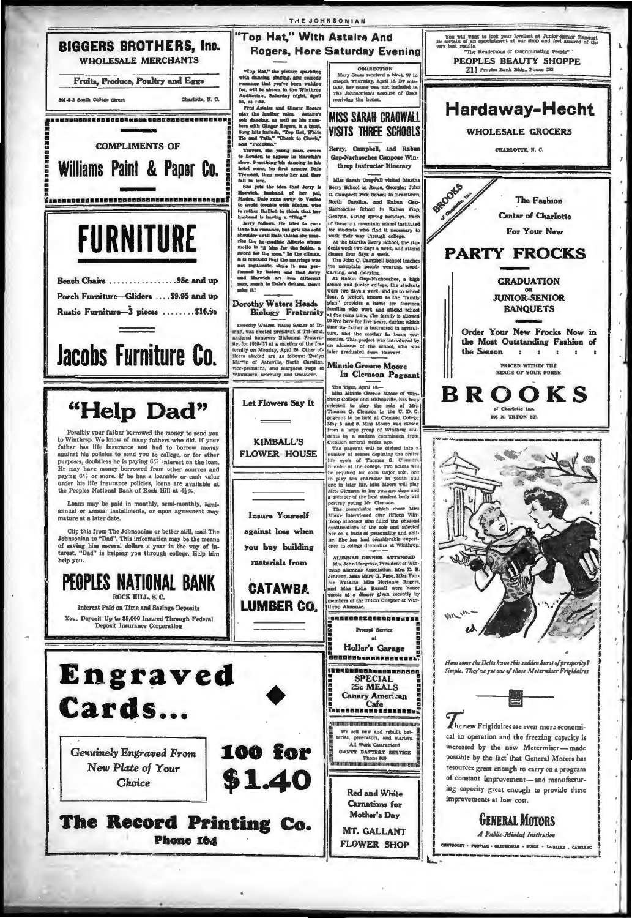# BIGGERS BROTHERS, Inc.

WHOLESALE MERCHANTS

Fruits, Produce, Poultry and Eggs

501-3-5 South College Street — Charlotte, N. C.

COMPLIMENTS OF

# Williams Paint & Paper Co.

# FURNITURE

Beach Chairs ................. 98c and up

Porch Furniture—Gliders .... $9.95 and up

Rustic Furniture—3 pieces ........ $16.95

# Jacobs Furniture Co.

# "Help Dad"

Possibly your father borrowed the money to send you to Winthrop. We know of many fathers who did. If your father has life insurance and had to borrow money against his policies to send you to college, or for other purposes, doubtless he is paying 6% interest on the loan. He may have money borrowed from other sources and paying 6% or more. If he has a loanable or cash value under his life insurance policies, loans are available at the Peoples National Bank of Rock Hill at 4½%.

Loans may be paid in monthly, semi-monthly, semi-annual or annual installments, or upon agreement may mature at a later date.

Clip this from The Johnsonian or better still, mail The Johnsonian to "Dad". This information may be the means of saving him several dollars a year in the way of interest. "Dad" is helping you through college. Help him help you.

# PEOPLES NATIONAL BANK

ROCK HILL, S. C.

Interest Paid on Time and Savings Deposits

Your Deposit Up to $5,000 Insured Through Federal Deposit Insurance Corporation

# Engraved Cards...

*Genuinely Engraved From New Plate of Your Choice*

**100 for $1.40**

# The Record Printing Co.

Phone 164

## "Top Hat," With Astaire And Rogers, Here Saturday Evening

"Top Hat," the picture sparkling with dancing, singing, and comedy romance that you've been waiting for, will be shown in the Winthrop Auditorium, Saturday night, April 25, at 7:30.

Fred Astaire and Ginger Rogers play the leading roles. Astaire's solo dancing, as well as his numbers with Ginger Rogers, is a treat. Song hits include, "Top Hat, White Tie and Tails," "Cheek to Cheek," and "Piccolino."

Travers, the young man, comes to London to appear in Harwick's show. Practicing his dancing in his hotel room, he first annoys Dale Tremont, then meets her and they fall in love.

She gets the idea that Jerry is Harwick, husband of her pal, Madge. Dale runs away to Venice to avoid trouble with Madge, who is rather thrilled to think that her husband is having a "fling."

Jerry follows. He tries to continue his romance, but gets the cold shoulder until Dale thinks she marries the he-modiste Alberto whose motto is "A kiss for the ladies, a sword for the men." In the climax, it is revealed that the marriage was not legitimate, since it was performed by Bates; and that Jerry and Harwick are two different men, much to Dale's delight. Don't miss it!

## Dorothy Waters Heads Biology Fraternity

Dorothy Waters, rising Senior of Inman, was elected president of Tri-Beta, national honorary Biological Fraternity, for 1936-'37 at a meeting of the fraternity on Monday, April 20. Other officers elected are as follows: Evelyn Martin of Asheville, North Carolina, vice-president, and Margaret Pope of Winnsboro, secretary and treasurer.

Let Flowers Say It

KIMBALL'S FLOWER HOUSE

Insure Yourself against loss when you buy building materials from

CATAWBA LUMBER CO.

**CORRECTION**

Mary Sease received a block W in chapel, Thursday, April 16. By mistake, her name was not included in The Johnsonian's account of those receiving the honor.

## MISS SARAH CRAGWALL VISITS THREE SCHOOLS

### Berry, Campbell, and Rabun Gap-Nachoochee Compose Winthrop Instructor Itinerary

Miss Sarah Cragwall visited Martha Berry School in Rome, Georgia; John C. Campbell Folk School in Brasstown, North Carolina, and Rabun Gap-Nachoochee School in Rabun Gap, Georgia, during spring holidays. Each of these is a mountain school instituted for students who find it necessary to work their way through college.

At the Martha Berry School, the students work two days a week, and attend classes four days a week.

The John C. Campbell School teaches the mountain people weaving, wood-carving, and dairying.

At Rabun Gap-Nachoochee, a high school and junior college, the students work two days a week, and go to school four. A project, known as the "family plan" provides a home for fourteen families who work and attend school at the same time. The family is allowed to live here for five years, during which time the father is instructed in agriculture, and the mother in home economics. This project was introduced by an alumnus of the school, who was later graduated from Harvard.

## Minnie Greene Moore In Clemson Pageant

The Tiger, April 16—

Miss Minnie Greene Moore of Winthrop College and Bishopville, has been selected to play the role of Mrs. Thomas G. Clemson in the U. D. C. pageant to be held at Clemson College May 5 and 6. Miss Moore was chosen from a large group of Winthrop students by a student commission from Clemson several weeks ago.

The pageant will be divided into a number of scenes depicting the entire life cycle of Thomas G. Clemson, founder of the college. Two actors will be required for each major role, one to play the character in youth and one in later life. Miss Moore will play Mrs. Clemson in her younger days and a member of the local student body will portray young Mr. Clemson.

The commission which chose Miss Moore interviewed over fifteen Winthrop students who filled the physical qualifications of the role and selected her on a basis of personality and ability. She has had considerable experience in college dramatics at Winthrop.

**ALUMNAE DINNER ATTENDED**

Mrs. John Hargrove, President of Winthrop Alumnae Association, Mrs. D. B. Johnson, Miss Mary O. Pope, Miss Fannie Watkins, Miss Hortense Rogers, and Miss Leila Russell were honor guests at a dinner given recently by members of the Dillon Chapter of Winthrop Alumnae.

Prompt Service at Holler's Garage

SPECIAL 25c MEALS — Canary American Cafe

We sell new and rebuilt batteries, generators, and starters. All Work Guaranteed. GANTT BATTERY SERVICE. Phone 910

Red and White Carnations for Mother's Day

MT. GALLANT FLOWER SHOP

You will want to look your loveliest at Junior-Senior Banquet. Be certain of an appointment at our shop and feel assured of the very best results.

"The Rendezvous of Discriminating People"

PEOPLES BEAUTY SHOPPE

211 Peoples Bank Bldg., Phone 322

# Hardaway-Hecht

WHOLESALE GROCERS

CHARLOTTE, N. C.

BROOKS of Charlotte, Inc.

The Fashion Center of Charlotte For Your New

# PARTY FROCKS

GRADUATION OR JUNIOR-SENIOR BANQUETS

Order Your New Frocks Now in the Most Outstanding Fashion of the Season

PRICED WITHIN THE REACH OF YOUR PURSE

# BROOKS

of Charlotte Inc.

108 N. TRYON ST.

*How come the Delts have this sudden burst of prosperity? Simple. They've got one of those Meter-miser Frigidaires*

The new Frigidaires are even more economical in operation and the freezing capacity is increased by the new Meter-miser—made possible by the fact that General Motors has resources great enough to carry on a program of constant improvement—and manufacturing capacity great enough to provide these improvements at low cost.

GENERAL MOTORS

*A Public-Minded Institution*

CHEVROLET · PONTIAC · OLDSMOBILE · BUICK · LA SALLE · CADILLAC